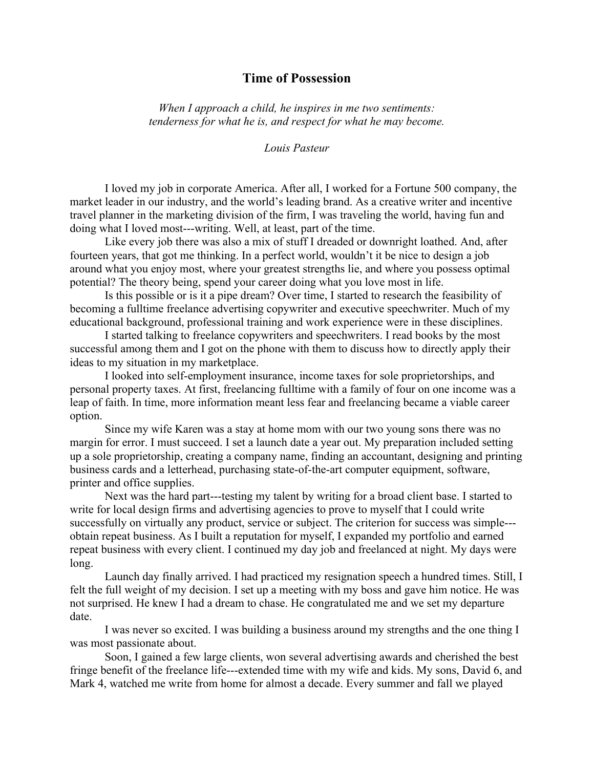# Time of Possession

*When I approach a child, he inspires in me two sentiments:*
*tenderness for what he is, and respect for what he may become.*

*Louis Pasteur*

I loved my job in corporate America. After all, I worked for a Fortune 500 company, the market leader in our industry, and the world's leading brand. As a creative writer and incentive travel planner in the marketing division of the firm, I was traveling the world, having fun and doing what I loved most---writing. Well, at least, part of the time.

Like every job there was also a mix of stuff I dreaded or downright loathed. And, after fourteen years, that got me thinking. In a perfect world, wouldn't it be nice to design a job around what you enjoy most, where your greatest strengths lie, and where you possess optimal potential? The theory being, spend your career doing what you love most in life.

Is this possible or is it a pipe dream? Over time, I started to research the feasibility of becoming a fulltime freelance advertising copywriter and executive speechwriter. Much of my educational background, professional training and work experience were in these disciplines.

I started talking to freelance copywriters and speechwriters. I read books by the most successful among them and I got on the phone with them to discuss how to directly apply their ideas to my situation in my marketplace.

I looked into self-employment insurance, income taxes for sole proprietorships, and personal property taxes. At first, freelancing fulltime with a family of four on one income was a leap of faith. In time, more information meant less fear and freelancing became a viable career option.

Since my wife Karen was a stay at home mom with our two young sons there was no margin for error. I must succeed. I set a launch date a year out. My preparation included setting up a sole proprietorship, creating a company name, finding an accountant, designing and printing business cards and a letterhead, purchasing state-of-the-art computer equipment, software, printer and office supplies.

Next was the hard part---testing my talent by writing for a broad client base. I started to write for local design firms and advertising agencies to prove to myself that I could write successfully on virtually any product, service or subject. The criterion for success was simple---obtain repeat business. As I built a reputation for myself, I expanded my portfolio and earned repeat business with every client. I continued my day job and freelanced at night. My days were long.

Launch day finally arrived. I had practiced my resignation speech a hundred times. Still, I felt the full weight of my decision. I set up a meeting with my boss and gave him notice. He was not surprised. He knew I had a dream to chase. He congratulated me and we set my departure date.

I was never so excited. I was building a business around my strengths and the one thing I was most passionate about.

Soon, I gained a few large clients, won several advertising awards and cherished the best fringe benefit of the freelance life---extended time with my wife and kids. My sons, David 6, and Mark 4, watched me write from home for almost a decade. Every summer and fall we played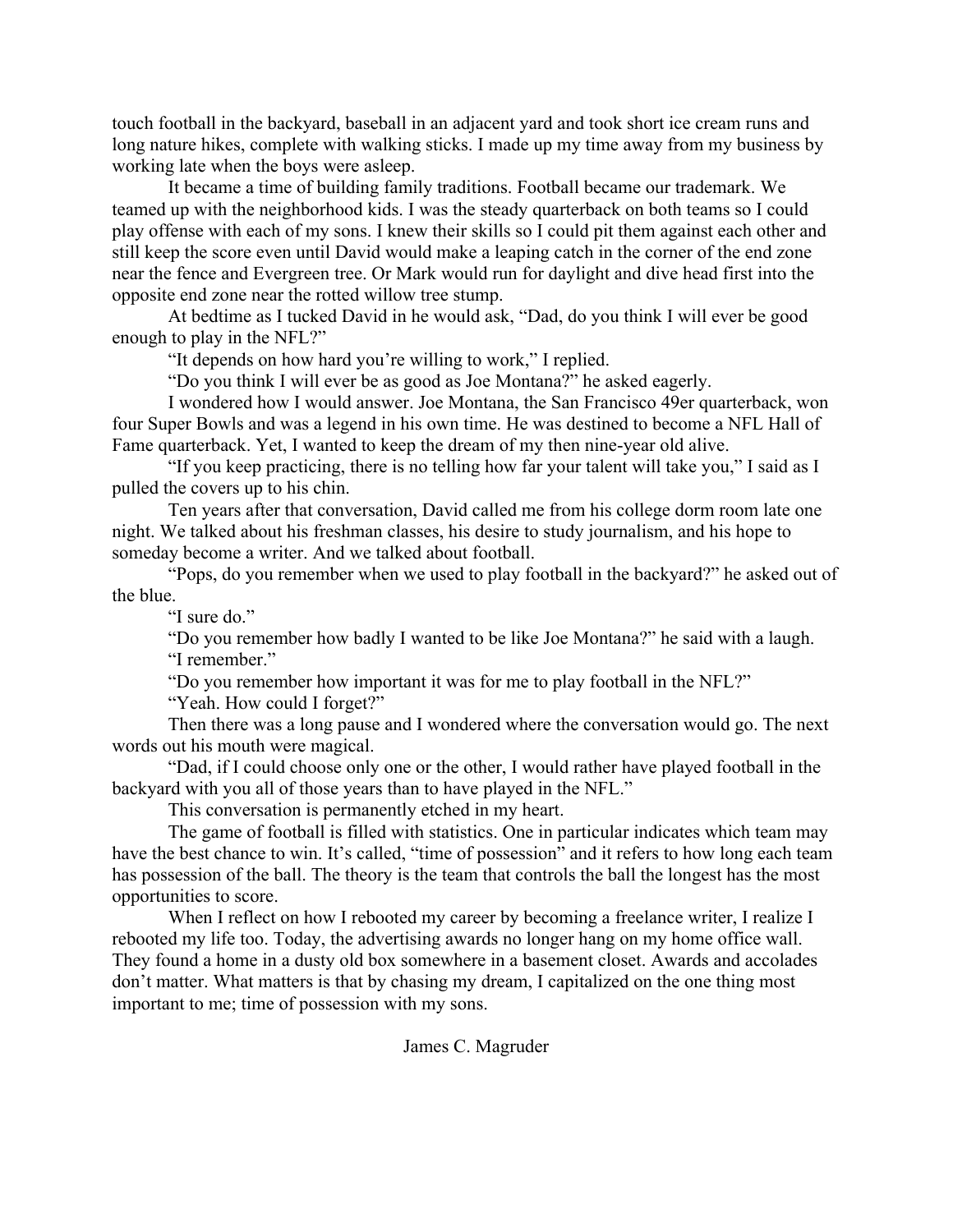touch football in the backyard, baseball in an adjacent yard and took short ice cream runs and long nature hikes, complete with walking sticks. I made up my time away from my business by working late when the boys were asleep.

It became a time of building family traditions. Football became our trademark. We teamed up with the neighborhood kids. I was the steady quarterback on both teams so I could play offense with each of my sons. I knew their skills so I could pit them against each other and still keep the score even until David would make a leaping catch in the corner of the end zone near the fence and Evergreen tree. Or Mark would run for daylight and dive head first into the opposite end zone near the rotted willow tree stump.

At bedtime as I tucked David in he would ask, "Dad, do you think I will ever be good enough to play in the NFL?"

"It depends on how hard you're willing to work," I replied.

"Do you think I will ever be as good as Joe Montana?" he asked eagerly.

I wondered how I would answer. Joe Montana, the San Francisco 49er quarterback, won four Super Bowls and was a legend in his own time. He was destined to become a NFL Hall of Fame quarterback. Yet, I wanted to keep the dream of my then nine-year old alive.

"If you keep practicing, there is no telling how far your talent will take you," I said as I pulled the covers up to his chin.

Ten years after that conversation, David called me from his college dorm room late one night. We talked about his freshman classes, his desire to study journalism, and his hope to someday become a writer. And we talked about football.

"Pops, do you remember when we used to play football in the backyard?" he asked out of the blue.

"I sure do."

"Do you remember how badly I wanted to be like Joe Montana?" he said with a laugh.

"I remember."

"Do you remember how important it was for me to play football in the NFL?"

"Yeah. How could I forget?"

Then there was a long pause and I wondered where the conversation would go. The next words out his mouth were magical.

"Dad, if I could choose only one or the other, I would rather have played football in the backyard with you all of those years than to have played in the NFL."

This conversation is permanently etched in my heart.

The game of football is filled with statistics. One in particular indicates which team may have the best chance to win. It's called, "time of possession" and it refers to how long each team has possession of the ball. The theory is the team that controls the ball the longest has the most opportunities to score.

When I reflect on how I rebooted my career by becoming a freelance writer, I realize I rebooted my life too. Today, the advertising awards no longer hang on my home office wall. They found a home in a dusty old box somewhere in a basement closet. Awards and accolades don't matter. What matters is that by chasing my dream, I capitalized on the one thing most important to me; time of possession with my sons.

James C. Magruder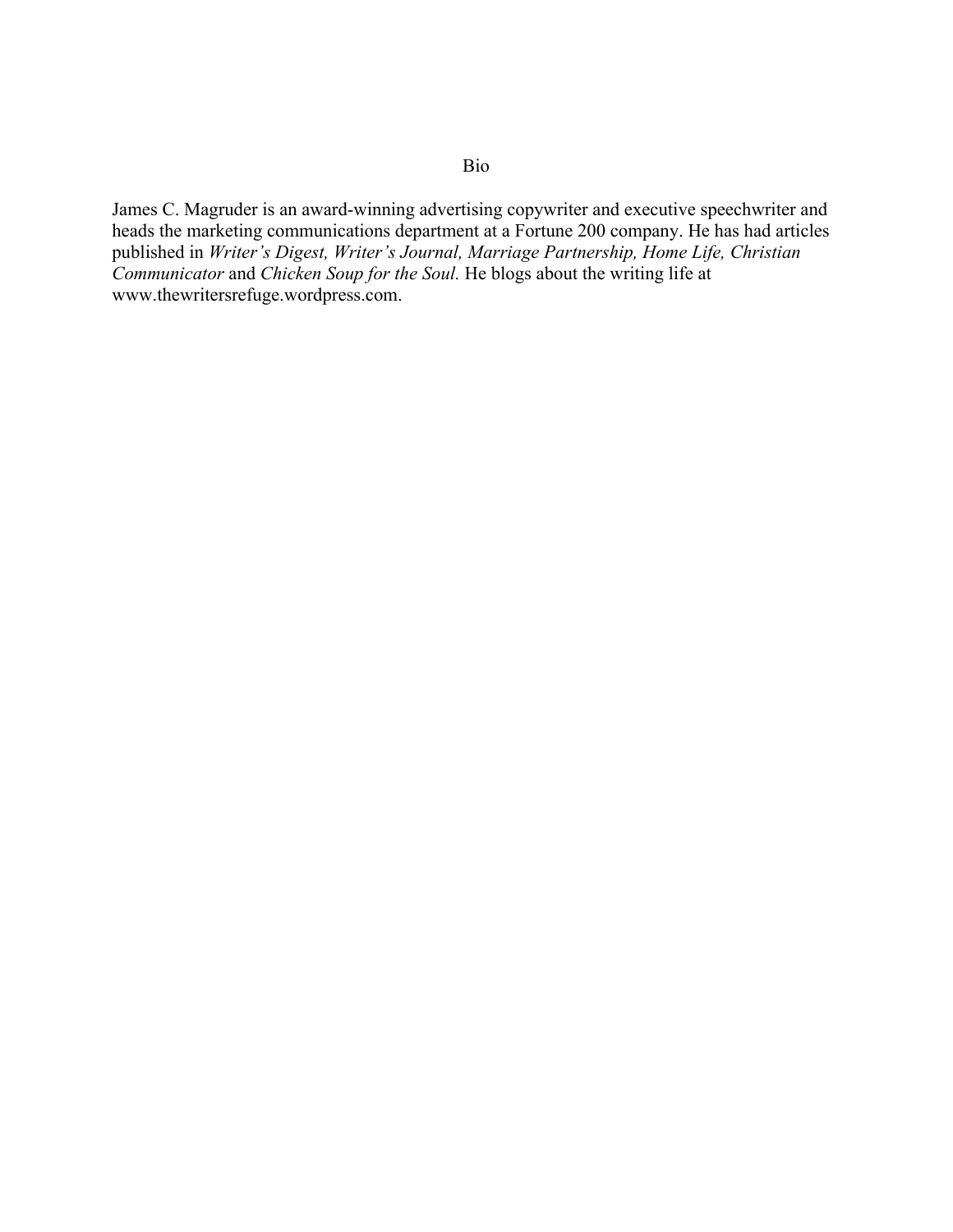# Bio

James C. Magruder is an award-winning advertising copywriter and executive speechwriter and heads the marketing communications department at a Fortune 200 company. He has had articles published in *Writer's Digest, Writer's Journal, Marriage Partnership, Home Life, Christian Communicator* and *Chicken Soup for the Soul.* He blogs about the writing life at www.thewritersrefuge.wordpress.com.